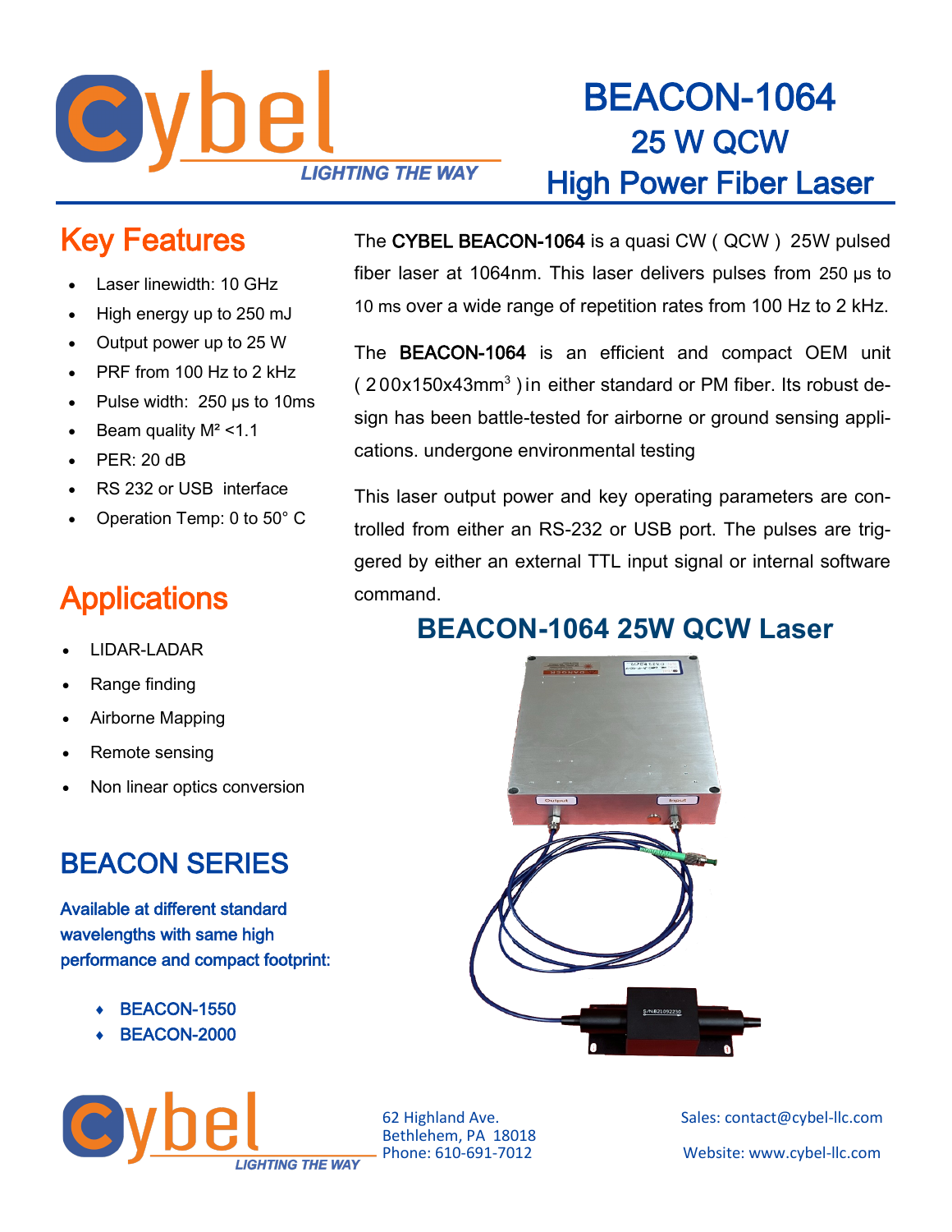# BEACON-1064
## 25 W QCW
## High Power Fiber Laser

## Key Features

- Laser linewidth: 10 GHz
- High energy up to 250 mJ
- Output power up to 25 W
- PRF from 100 Hz to 2 kHz
- Pulse width: 250 µs to 10ms
- Beam quality M² <1.1
- PER: 20 dB
- RS 232 or USB interface
- Operation Temp: 0 to 50° C

## Applications

- LIDAR-LADAR
- Range finding
- Airborne Mapping
- Remote sensing
- Non linear optics conversion

## BEACON SERIES

**Available at different standard wavelengths with same high performance and compact footprint:**

- **BEACON-1550**
- **BEACON-2000**

The **CYBEL BEACON-1064** is a quasi CW ( QCW ) 25W pulsed fiber laser at 1064nm. This laser delivers pulses from 250 µs to 10 ms over a wide range of repetition rates from 100 Hz to 2 kHz.

The **BEACON-1064** is an efficient and compact OEM unit ( 200x150x43mm³ ) in either standard or PM fiber. Its robust design has been battle-tested for airborne or ground sensing applications. undergone environmental testing

This laser output power and key operating parameters are controlled from either an RS-232 or USB port. The pulses are triggered by either an external TTL input signal or internal software command.

## BEACON-1064 25W QCW Laser

62 Highland Ave.
Bethlehem, PA 18018
Phone: 610-691-7012

Sales: contact@cybel-llc.com

Website: www.cybel-llc.com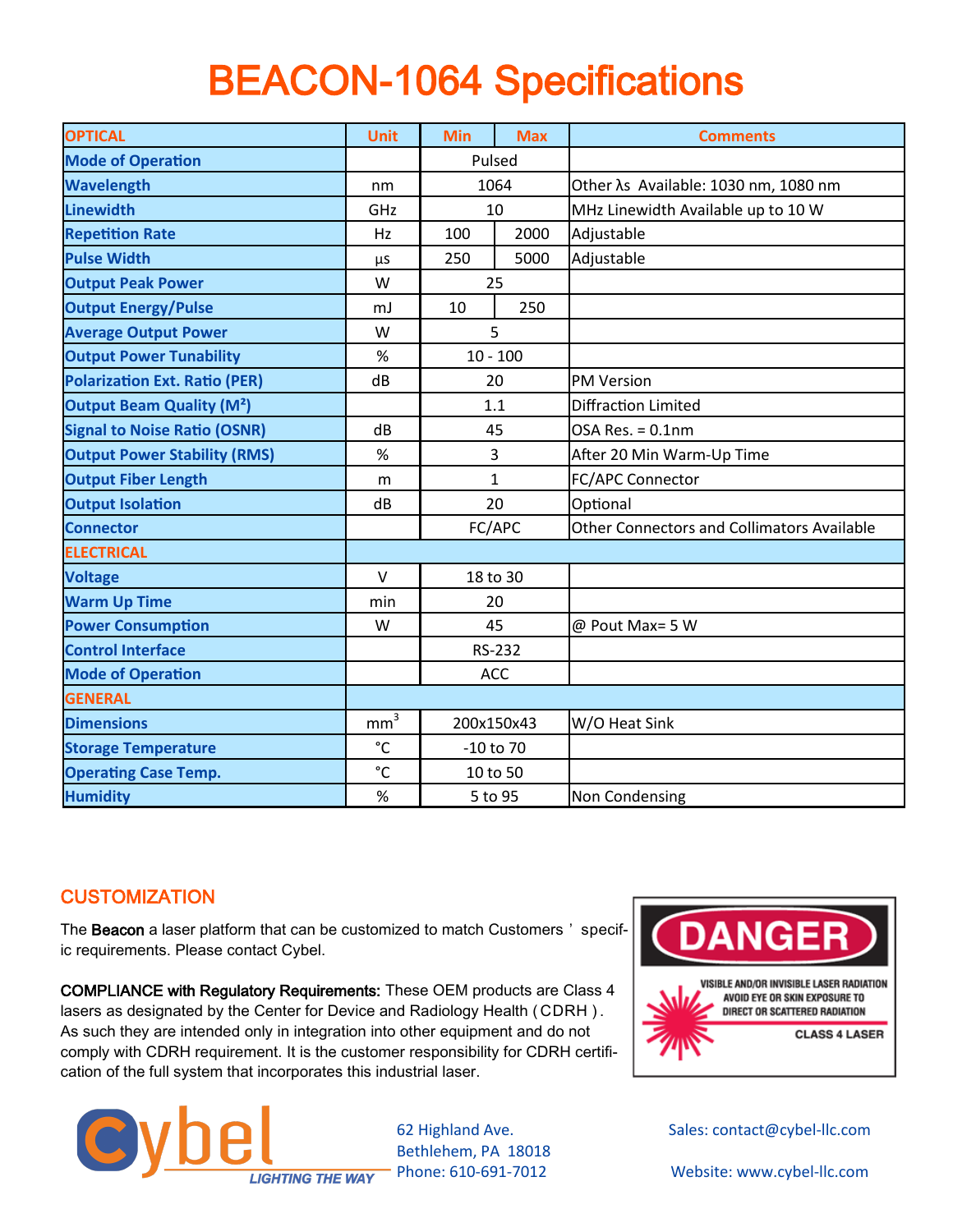# BEACON-1064 Specifications

| OPTICAL | Unit | Min | Max | Comments |
|---|---|---|---|---|
| Mode of Operation | | Pulsed | | |
| Wavelength | nm | 1064 | | Other λs Available: 1030 nm, 1080 nm |
| Linewidth | GHz | 10 | | MHz Linewidth Available up to 10 W |
| Repetition Rate | Hz | 100 | 2000 | Adjustable |
| Pulse Width | µs | 250 | 5000 | Adjustable |
| Output Peak Power | W | 25 | | |
| Output Energy/Pulse | mJ | 10 | 250 | |
| Average Output Power | W | 5 | | |
| Output Power Tunability | % | 10 - 100 | | |
| Polarization Ext. Ratio (PER) | dB | 20 | | PM Version |
| Output Beam Quality ($M^2$) | | 1.1 | | Diffraction Limited |
| Signal to Noise Ratio (OSNR) | dB | 45 | | OSA Res. = 0.1nm |
| Output Power Stability (RMS) | % | 3 | | After 20 Min Warm-Up Time |
| Output Fiber Length | m | 1 | | FC/APC Connector |
| Output Isolation | dB | 20 | | Optional |
| Connector | | FC/APC | | Other Connectors and Collimators Available |
| ELECTRICAL | | | | |
| Voltage | V | 18 to 30 | | |
| Warm Up Time | min | 20 | | |
| Power Consumption | W | 45 | | @ Pout Max= 5 W |
| Control Interface | | RS-232 | | |
| Mode of Operation | | ACC | | |
| GENERAL | | | | |
| Dimensions | $mm^3$ | 200x150x43 | | W/O Heat Sink |
| Storage Temperature | °C | -10 to 70 | | |
| Operating Case Temp. | °C | 10 to 50 | | |
| Humidity | % | 5 to 95 | | Non Condensing |

## CUSTOMIZATION

The **Beacon** a laser platform that can be customized to match Customers' specific requirements. Please contact Cybel.

**COMPLIANCE with Regulatory Requirements:** These OEM products are Class 4 lasers as designated by the Center for Device and Radiology Health (CDRH). As such they are intended only in integration into other equipment and do not comply with CDRH requirement. It is the customer responsibility for CDRH certification of the full system that incorporates this industrial laser.

DANGER

VISIBLE AND/OR INVISIBLE LASER RADIATION
AVOID EYE OR SKIN EXPOSURE TO DIRECT OR SCATTERED RADIATION

CLASS 4 LASER

cybel
LIGHTING THE WAY

62 Highland Ave.
Bethlehem, PA 18018
Phone: 610-691-7012

Sales: contact@cybel-llc.com

Website: www.cybel-llc.com